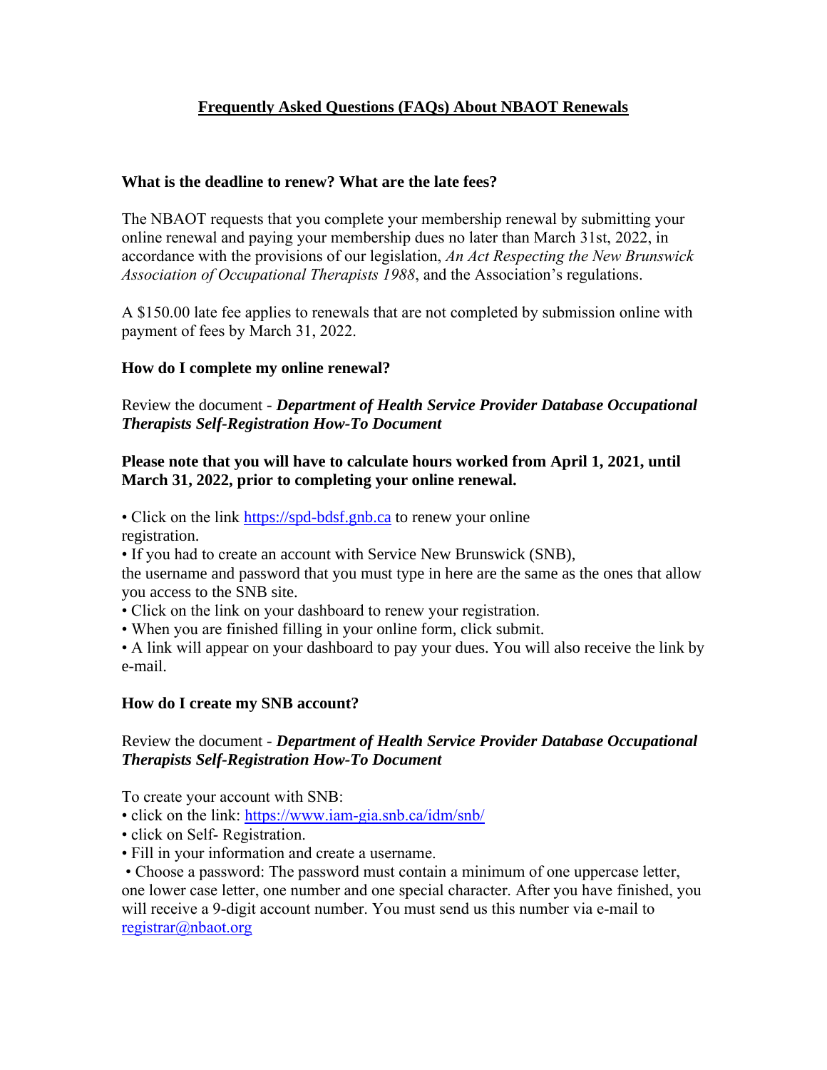# Frequently Asked Questions (FAQs) About NBAOT Renewals

### What is the deadline to renew? What are the late fees?

The NBAOT requests that you complete your membership renewal by submitting your online renewal and paying your membership dues no later than March 31st, 2022, in accordance with the provisions of our legislation, *An Act Respecting the New Brunswick Association of Occupational Therapists 1988*, and the Association's regulations.

A $150.00 late fee applies to renewals that are not completed by submission online with payment of fees by March 31, 2022.

### How do I complete my online renewal?

Review the document - ***Department of Health Service Provider Database Occupational Therapists Self-Registration How-To Document***

**Please note that you will have to calculate hours worked from April 1, 2021, until March 31, 2022, prior to completing your online renewal.**

- Click on the link [https://spd-bdsf.gnb.ca](https://spd-bdsf.gnb.ca) to renew your online registration.
- If you had to create an account with Service New Brunswick (SNB), the username and password that you must type in here are the same as the ones that allow you access to the SNB site.
- Click on the link on your dashboard to renew your registration.
- When you are finished filling in your online form, click submit.
- A link will appear on your dashboard to pay your dues. You will also receive the link by e-mail.

### How do I create my SNB account?

Review the document - ***Department of Health Service Provider Database Occupational Therapists Self-Registration How-To Document***

To create your account with SNB:

- click on the link: [https://www.iam-gia.snb.ca/idm/snb/](https://www.iam-gia.snb.ca/idm/snb/)
- click on Self- Registration.
- Fill in your information and create a username.
- Choose a password: The password must contain a minimum of one uppercase letter, one lower case letter, one number and one special character. After you have finished, you will receive a 9-digit account number. You must send us this number via e-mail to [registrar@nbaot.org](mailto:registrar@nbaot.org)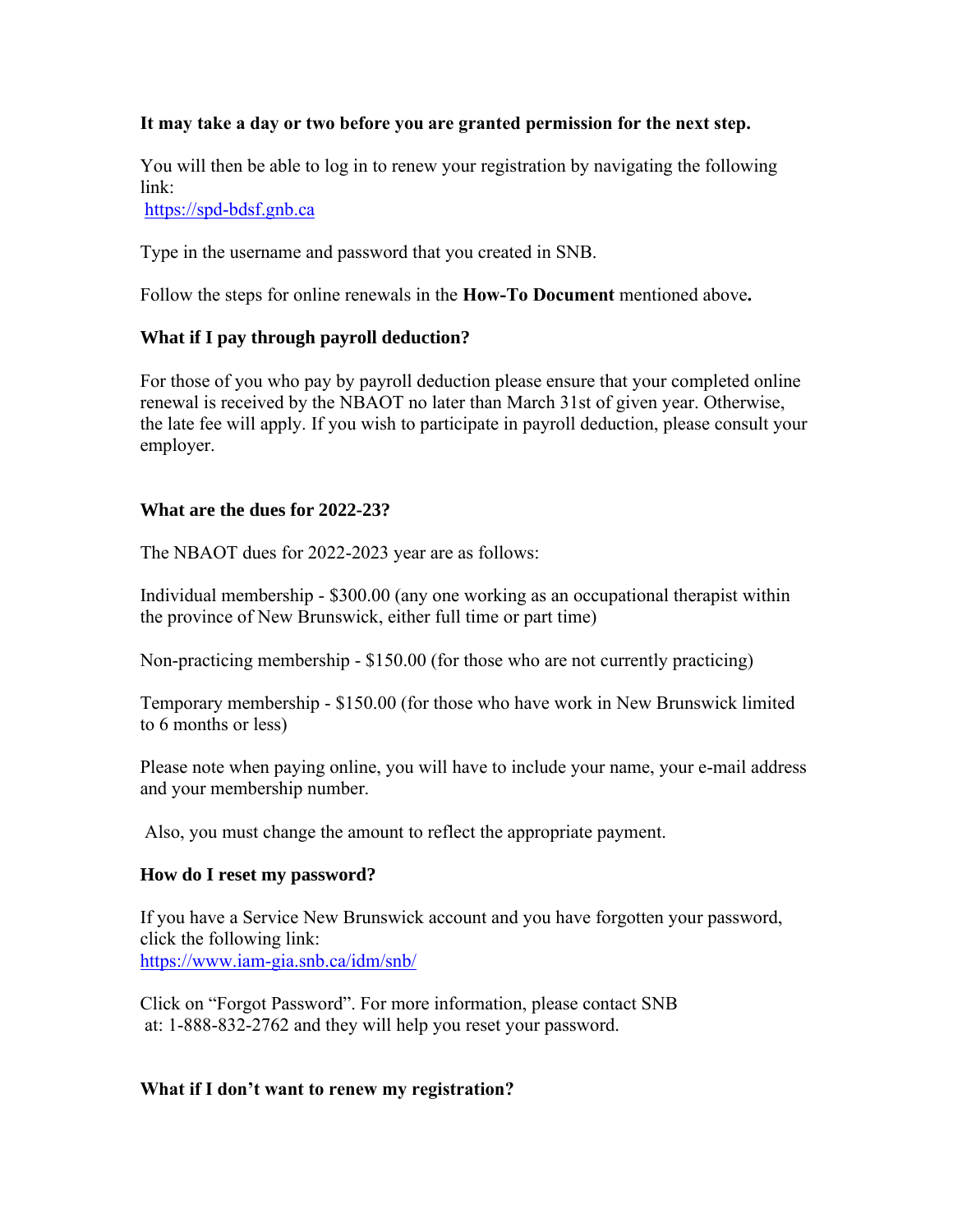**It may take a day or two before you are granted permission for the next step.**

You will then be able to log in to renew your registration by navigating the following link:
https://spd-bdsf.gnb.ca

Type in the username and password that you created in SNB.

Follow the steps for online renewals in the **How-To Document** mentioned above**.**

### What if I pay through payroll deduction?

For those of you who pay by payroll deduction please ensure that your completed online renewal is received by the NBAOT no later than March 31st of given year. Otherwise, the late fee will apply. If you wish to participate in payroll deduction, please consult your employer.

### What are the dues for 2022-23?

The NBAOT dues for 2022-2023 year are as follows:

Individual membership - $300.00 (any one working as an occupational therapist within the province of New Brunswick, either full time or part time)

Non-practicing membership - $150.00 (for those who are not currently practicing)

Temporary membership - $150.00 (for those who have work in New Brunswick limited to 6 months or less)

Please note when paying online, you will have to include your name, your e-mail address and your membership number.

Also, you must change the amount to reflect the appropriate payment.

### How do I reset my password?

If you have a Service New Brunswick account and you have forgotten your password, click the following link:
https://www.iam-gia.snb.ca/idm/snb/

Click on "Forgot Password". For more information, please contact SNB at: 1-888-832-2762 and they will help you reset your password.

### What if I don't want to renew my registration?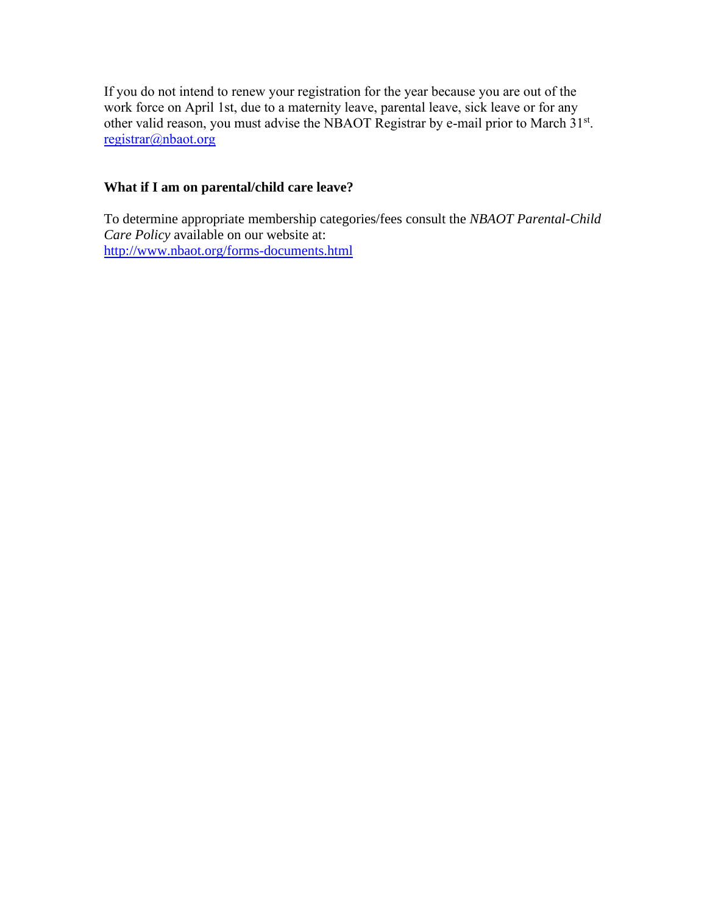If you do not intend to renew your registration for the year because you are out of the work force on April 1st, due to a maternity leave, parental leave, sick leave or for any other valid reason, you must advise the NBAOT Registrar by e-mail prior to March 31st.
registrar@nbaot.org

**What if I am on parental/child care leave?**

To determine appropriate membership categories/fees consult the *NBAOT Parental-Child Care Policy* available on our website at:
http://www.nbaot.org/forms-documents.html